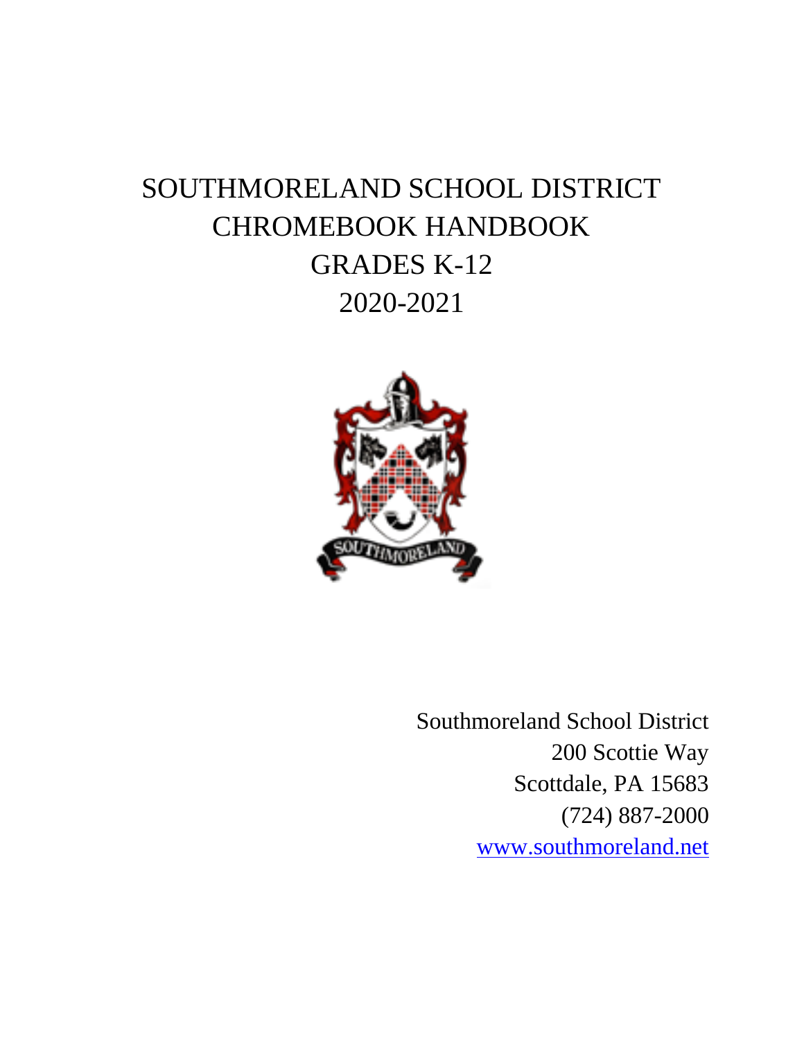# SOUTHMORELAND SCHOOL DISTRICT
# CHROMEBOOK HANDBOOK
# GRADES K-12
# 2020-2021

Southmoreland School District
200 Scottie Way
Scottdale, PA 15683
(724) 887-2000
www.southmoreland.net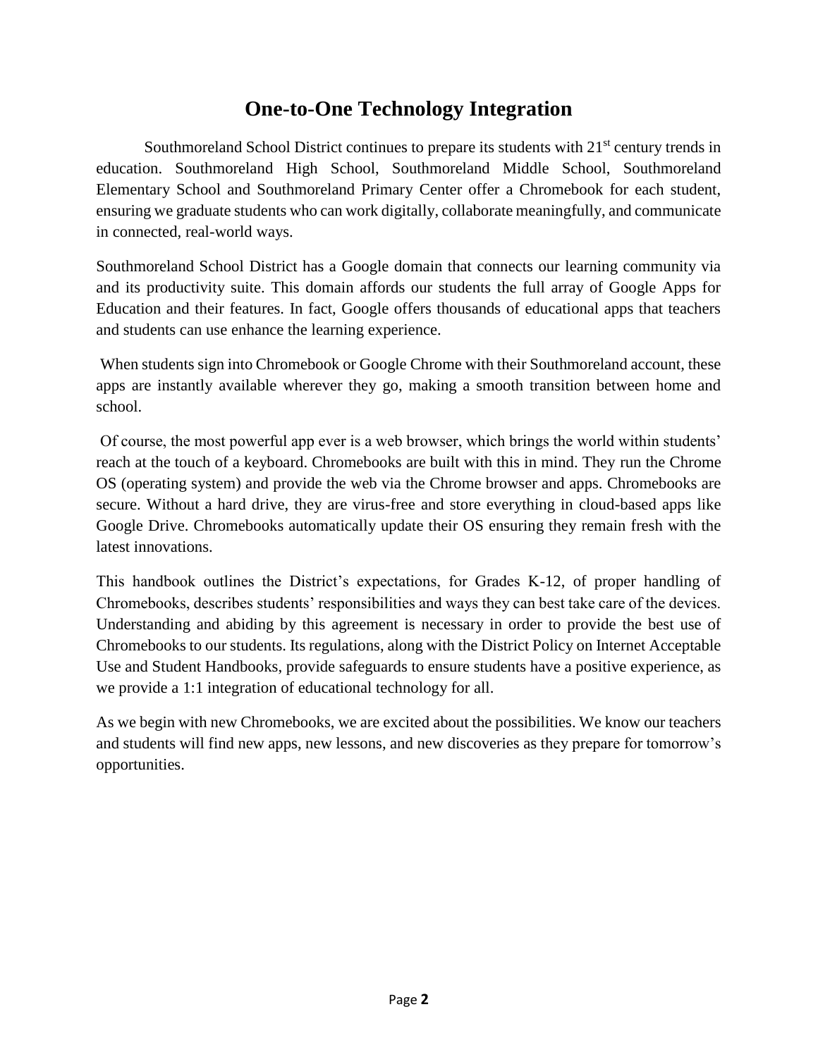# One-to-One Technology Integration

Southmoreland School District continues to prepare its students with 21st century trends in education. Southmoreland High School, Southmoreland Middle School, Southmoreland Elementary School and Southmoreland Primary Center offer a Chromebook for each student, ensuring we graduate students who can work digitally, collaborate meaningfully, and communicate in connected, real-world ways.

Southmoreland School District has a Google domain that connects our learning community via and its productivity suite. This domain affords our students the full array of Google Apps for Education and their features. In fact, Google offers thousands of educational apps that teachers and students can use enhance the learning experience.

When students sign into Chromebook or Google Chrome with their Southmoreland account, these apps are instantly available wherever they go, making a smooth transition between home and school.

Of course, the most powerful app ever is a web browser, which brings the world within students' reach at the touch of a keyboard. Chromebooks are built with this in mind. They run the Chrome OS (operating system) and provide the web via the Chrome browser and apps. Chromebooks are secure. Without a hard drive, they are virus-free and store everything in cloud-based apps like Google Drive. Chromebooks automatically update their OS ensuring they remain fresh with the latest innovations.

This handbook outlines the District's expectations, for Grades K-12, of proper handling of Chromebooks, describes students' responsibilities and ways they can best take care of the devices. Understanding and abiding by this agreement is necessary in order to provide the best use of Chromebooks to our students. Its regulations, along with the District Policy on Internet Acceptable Use and Student Handbooks, provide safeguards to ensure students have a positive experience, as we provide a 1:1 integration of educational technology for all.

As we begin with new Chromebooks, we are excited about the possibilities. We know our teachers and students will find new apps, new lessons, and new discoveries as they prepare for tomorrow's opportunities.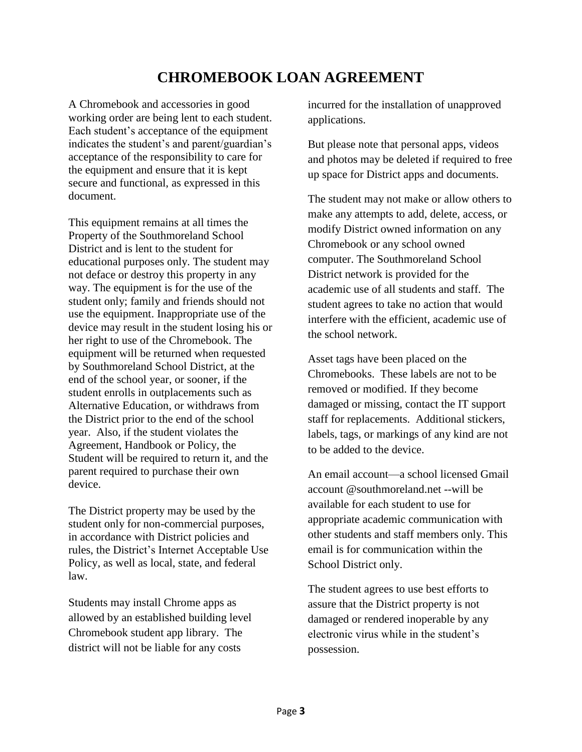# CHROMEBOOK LOAN AGREEMENT

A Chromebook and accessories in good working order are being lent to each student. Each student's acceptance of the equipment indicates the student's and parent/guardian's acceptance of the responsibility to care for the equipment and ensure that it is kept secure and functional, as expressed in this document.

This equipment remains at all times the Property of the Southmoreland School District and is lent to the student for educational purposes only. The student may not deface or destroy this property in any way. The equipment is for the use of the student only; family and friends should not use the equipment. Inappropriate use of the device may result in the student losing his or her right to use of the Chromebook. The equipment will be returned when requested by Southmoreland School District, at the end of the school year, or sooner, if the student enrolls in outplacements such as Alternative Education, or withdraws from the District prior to the end of the school year. Also, if the student violates the Agreement, Handbook or Policy, the Student will be required to return it, and the parent required to purchase their own device.

The District property may be used by the student only for non-commercial purposes, in accordance with District policies and rules, the District's Internet Acceptable Use Policy, as well as local, state, and federal law.

Students may install Chrome apps as allowed by an established building level Chromebook student app library. The district will not be liable for any costs incurred for the installation of unapproved applications.

But please note that personal apps, videos and photos may be deleted if required to free up space for District apps and documents.

The student may not make or allow others to make any attempts to add, delete, access, or modify District owned information on any Chromebook or any school owned computer. The Southmoreland School District network is provided for the academic use of all students and staff. The student agrees to take no action that would interfere with the efficient, academic use of the school network.

Asset tags have been placed on the Chromebooks. These labels are not to be removed or modified. If they become damaged or missing, contact the IT support staff for replacements. Additional stickers, labels, tags, or markings of any kind are not to be added to the device.

An email account—a school licensed Gmail account @southmoreland.net --will be available for each student to use for appropriate academic communication with other students and staff members only. This email is for communication within the School District only.

The student agrees to use best efforts to assure that the District property is not damaged or rendered inoperable by any electronic virus while in the student's possession.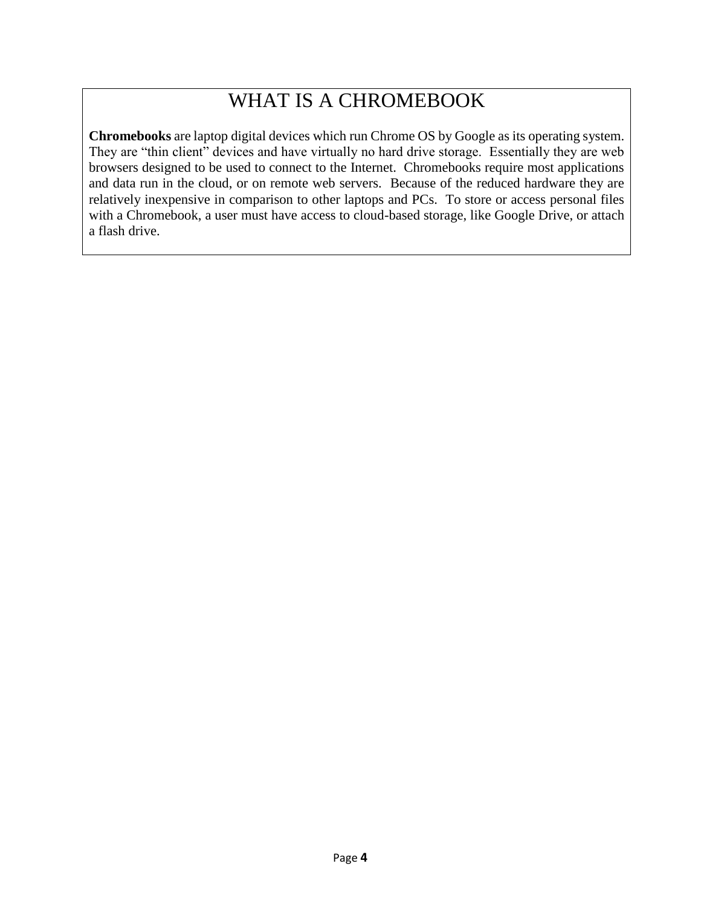# WHAT IS A CHROMEBOOK

**Chromebooks** are laptop digital devices which run Chrome OS by Google as its operating system. They are "thin client" devices and have virtually no hard drive storage. Essentially they are web browsers designed to be used to connect to the Internet. Chromebooks require most applications and data run in the cloud, or on remote web servers. Because of the reduced hardware they are relatively inexpensive in comparison to other laptops and PCs. To store or access personal files with a Chromebook, a user must have access to cloud-based storage, like Google Drive, or attach a flash drive.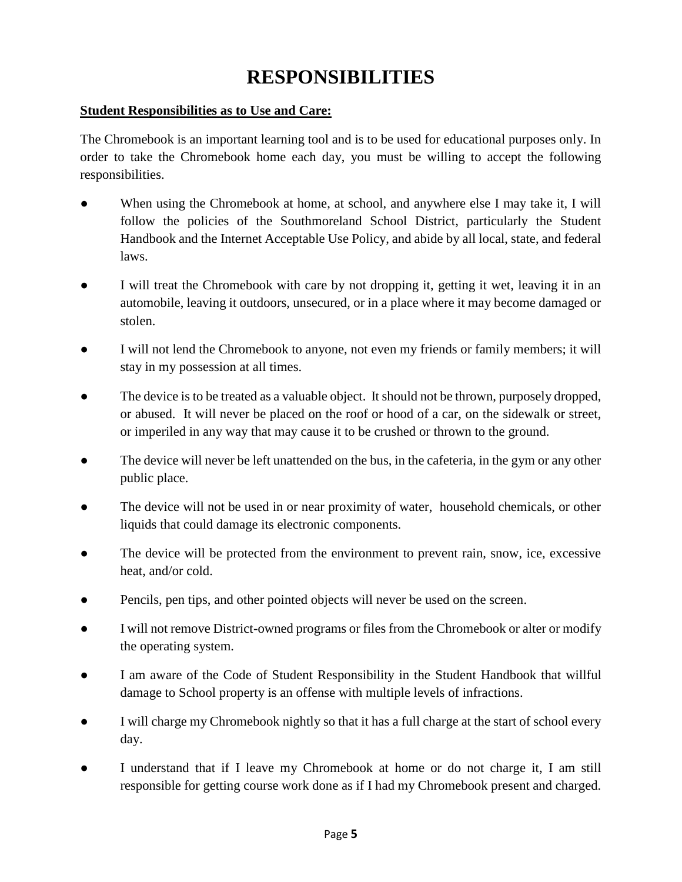# RESPONSIBILITIES

**Student Responsibilities as to Use and Care:**

The Chromebook is an important learning tool and is to be used for educational purposes only. In order to take the Chromebook home each day, you must be willing to accept the following responsibilities.

- When using the Chromebook at home, at school, and anywhere else I may take it, I will follow the policies of the Southmoreland School District, particularly the Student Handbook and the Internet Acceptable Use Policy, and abide by all local, state, and federal laws.
- I will treat the Chromebook with care by not dropping it, getting it wet, leaving it in an automobile, leaving it outdoors, unsecured, or in a place where it may become damaged or stolen.
- I will not lend the Chromebook to anyone, not even my friends or family members; it will stay in my possession at all times.
- The device is to be treated as a valuable object. It should not be thrown, purposely dropped, or abused. It will never be placed on the roof or hood of a car, on the sidewalk or street, or imperiled in any way that may cause it to be crushed or thrown to the ground.
- The device will never be left unattended on the bus, in the cafeteria, in the gym or any other public place.
- The device will not be used in or near proximity of water, household chemicals, or other liquids that could damage its electronic components.
- The device will be protected from the environment to prevent rain, snow, ice, excessive heat, and/or cold.
- Pencils, pen tips, and other pointed objects will never be used on the screen.
- I will not remove District-owned programs or files from the Chromebook or alter or modify the operating system.
- I am aware of the Code of Student Responsibility in the Student Handbook that willful damage to School property is an offense with multiple levels of infractions.
- I will charge my Chromebook nightly so that it has a full charge at the start of school every day.
- I understand that if I leave my Chromebook at home or do not charge it, I am still responsible for getting course work done as if I had my Chromebook present and charged.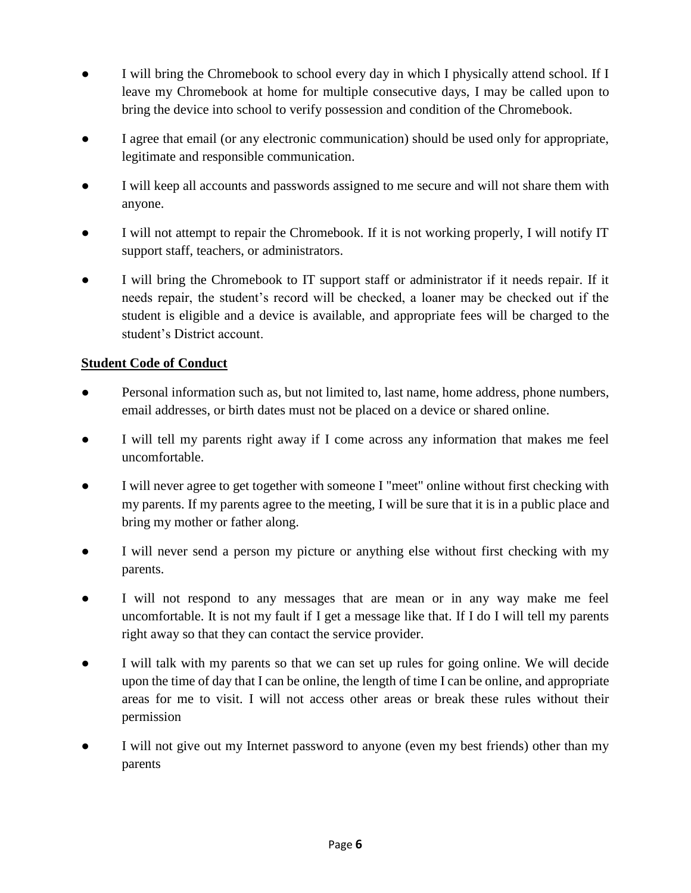- I will bring the Chromebook to school every day in which I physically attend school. If I leave my Chromebook at home for multiple consecutive days, I may be called upon to bring the device into school to verify possession and condition of the Chromebook.
- I agree that email (or any electronic communication) should be used only for appropriate, legitimate and responsible communication.
- I will keep all accounts and passwords assigned to me secure and will not share them with anyone.
- I will not attempt to repair the Chromebook. If it is not working properly, I will notify IT support staff, teachers, or administrators.
- I will bring the Chromebook to IT support staff or administrator if it needs repair. If it needs repair, the student's record will be checked, a loaner may be checked out if the student is eligible and a device is available, and appropriate fees will be charged to the student's District account.

**Student Code of Conduct**

- Personal information such as, but not limited to, last name, home address, phone numbers, email addresses, or birth dates must not be placed on a device or shared online.
- I will tell my parents right away if I come across any information that makes me feel uncomfortable.
- I will never agree to get together with someone I "meet" online without first checking with my parents. If my parents agree to the meeting, I will be sure that it is in a public place and bring my mother or father along.
- I will never send a person my picture or anything else without first checking with my parents.
- I will not respond to any messages that are mean or in any way make me feel uncomfortable. It is not my fault if I get a message like that. If I do I will tell my parents right away so that they can contact the service provider.
- I will talk with my parents so that we can set up rules for going online. We will decide upon the time of day that I can be online, the length of time I can be online, and appropriate areas for me to visit. I will not access other areas or break these rules without their permission
- I will not give out my Internet password to anyone (even my best friends) other than my parents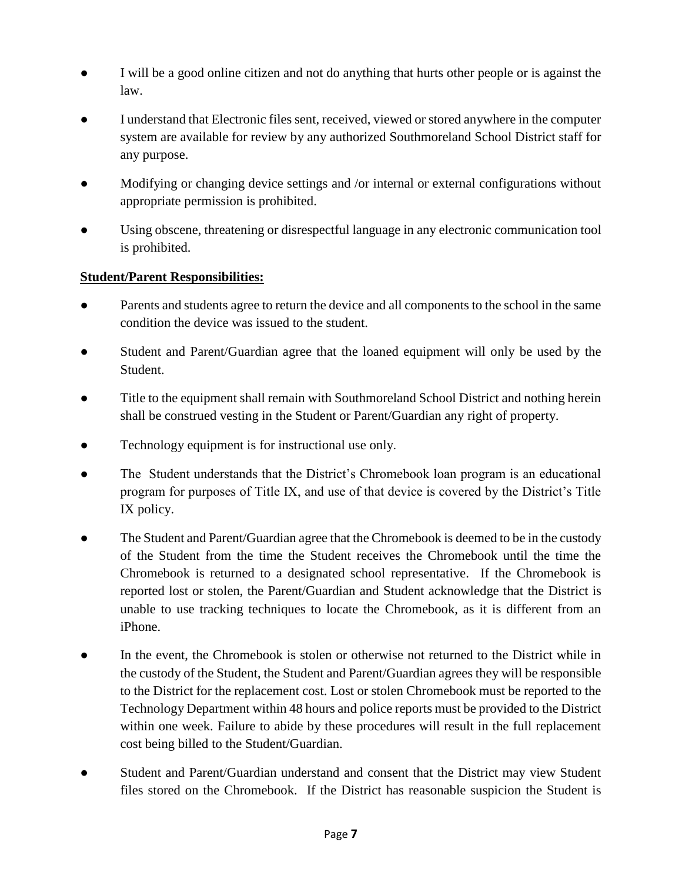- I will be a good online citizen and not do anything that hurts other people or is against the law.
- I understand that Electronic files sent, received, viewed or stored anywhere in the computer system are available for review by any authorized Southmoreland School District staff for any purpose.
- Modifying or changing device settings and /or internal or external configurations without appropriate permission is prohibited.
- Using obscene, threatening or disrespectful language in any electronic communication tool is prohibited.

**Student/Parent Responsibilities:**

- Parents and students agree to return the device and all components to the school in the same condition the device was issued to the student.
- Student and Parent/Guardian agree that the loaned equipment will only be used by the Student.
- Title to the equipment shall remain with Southmoreland School District and nothing herein shall be construed vesting in the Student or Parent/Guardian any right of property.
- Technology equipment is for instructional use only.
- The Student understands that the District's Chromebook loan program is an educational program for purposes of Title IX, and use of that device is covered by the District's Title IX policy.
- The Student and Parent/Guardian agree that the Chromebook is deemed to be in the custody of the Student from the time the Student receives the Chromebook until the time the Chromebook is returned to a designated school representative. If the Chromebook is reported lost or stolen, the Parent/Guardian and Student acknowledge that the District is unable to use tracking techniques to locate the Chromebook, as it is different from an iPhone.
- In the event, the Chromebook is stolen or otherwise not returned to the District while in the custody of the Student, the Student and Parent/Guardian agrees they will be responsible to the District for the replacement cost. Lost or stolen Chromebook must be reported to the Technology Department within 48 hours and police reports must be provided to the District within one week. Failure to abide by these procedures will result in the full replacement cost being billed to the Student/Guardian.
- Student and Parent/Guardian understand and consent that the District may view Student files stored on the Chromebook. If the District has reasonable suspicion the Student is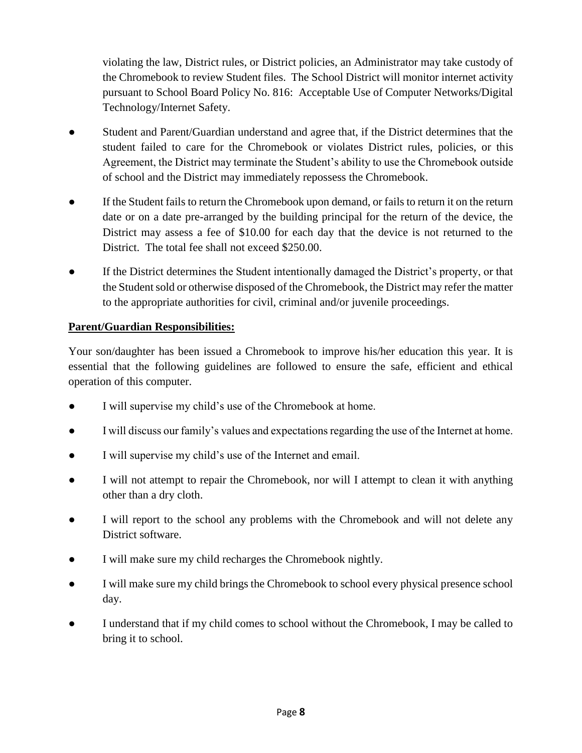violating the law, District rules, or District policies, an Administrator may take custody of the Chromebook to review Student files. The School District will monitor internet activity pursuant to School Board Policy No. 816: Acceptable Use of Computer Networks/Digital Technology/Internet Safety.

- Student and Parent/Guardian understand and agree that, if the District determines that the student failed to care for the Chromebook or violates District rules, policies, or this Agreement, the District may terminate the Student's ability to use the Chromebook outside of school and the District may immediately repossess the Chromebook.
- If the Student fails to return the Chromebook upon demand, or fails to return it on the return date or on a date pre-arranged by the building principal for the return of the device, the District may assess a fee of $10.00 for each day that the device is not returned to the District. The total fee shall not exceed $250.00.
- If the District determines the Student intentionally damaged the District's property, or that the Student sold or otherwise disposed of the Chromebook, the District may refer the matter to the appropriate authorities for civil, criminal and/or juvenile proceedings.

**Parent/Guardian Responsibilities:**

Your son/daughter has been issued a Chromebook to improve his/her education this year. It is essential that the following guidelines are followed to ensure the safe, efficient and ethical operation of this computer.

- I will supervise my child's use of the Chromebook at home.
- I will discuss our family's values and expectations regarding the use of the Internet at home.
- I will supervise my child's use of the Internet and email.
- I will not attempt to repair the Chromebook, nor will I attempt to clean it with anything other than a dry cloth.
- I will report to the school any problems with the Chromebook and will not delete any District software.
- I will make sure my child recharges the Chromebook nightly.
- I will make sure my child brings the Chromebook to school every physical presence school day.
- I understand that if my child comes to school without the Chromebook, I may be called to bring it to school.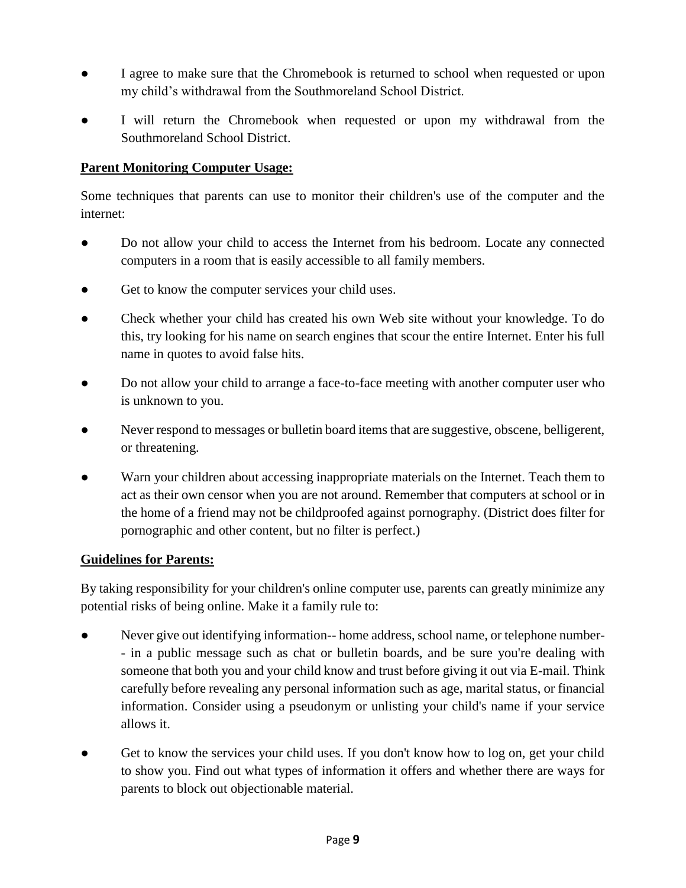- I agree to make sure that the Chromebook is returned to school when requested or upon my child's withdrawal from the Southmoreland School District.
- I will return the Chromebook when requested or upon my withdrawal from the Southmoreland School District.

**<u>Parent Monitoring Computer Usage:</u>**

Some techniques that parents can use to monitor their children's use of the computer and the internet:

- Do not allow your child to access the Internet from his bedroom. Locate any connected computers in a room that is easily accessible to all family members.
- Get to know the computer services your child uses.
- Check whether your child has created his own Web site without your knowledge. To do this, try looking for his name on search engines that scour the entire Internet. Enter his full name in quotes to avoid false hits.
- Do not allow your child to arrange a face-to-face meeting with another computer user who is unknown to you.
- Never respond to messages or bulletin board items that are suggestive, obscene, belligerent, or threatening.
- Warn your children about accessing inappropriate materials on the Internet. Teach them to act as their own censor when you are not around. Remember that computers at school or in the home of a friend may not be childproofed against pornography. (District does filter for pornographic and other content, but no filter is perfect.)

**<u>Guidelines for Parents:</u>**

By taking responsibility for your children's online computer use, parents can greatly minimize any potential risks of being online. Make it a family rule to:

- Never give out identifying information-- home address, school name, or telephone number-- in a public message such as chat or bulletin boards, and be sure you're dealing with someone that both you and your child know and trust before giving it out via E-mail. Think carefully before revealing any personal information such as age, marital status, or financial information. Consider using a pseudonym or unlisting your child's name if your service allows it.
- Get to know the services your child uses. If you don't know how to log on, get your child to show you. Find out what types of information it offers and whether there are ways for parents to block out objectionable material.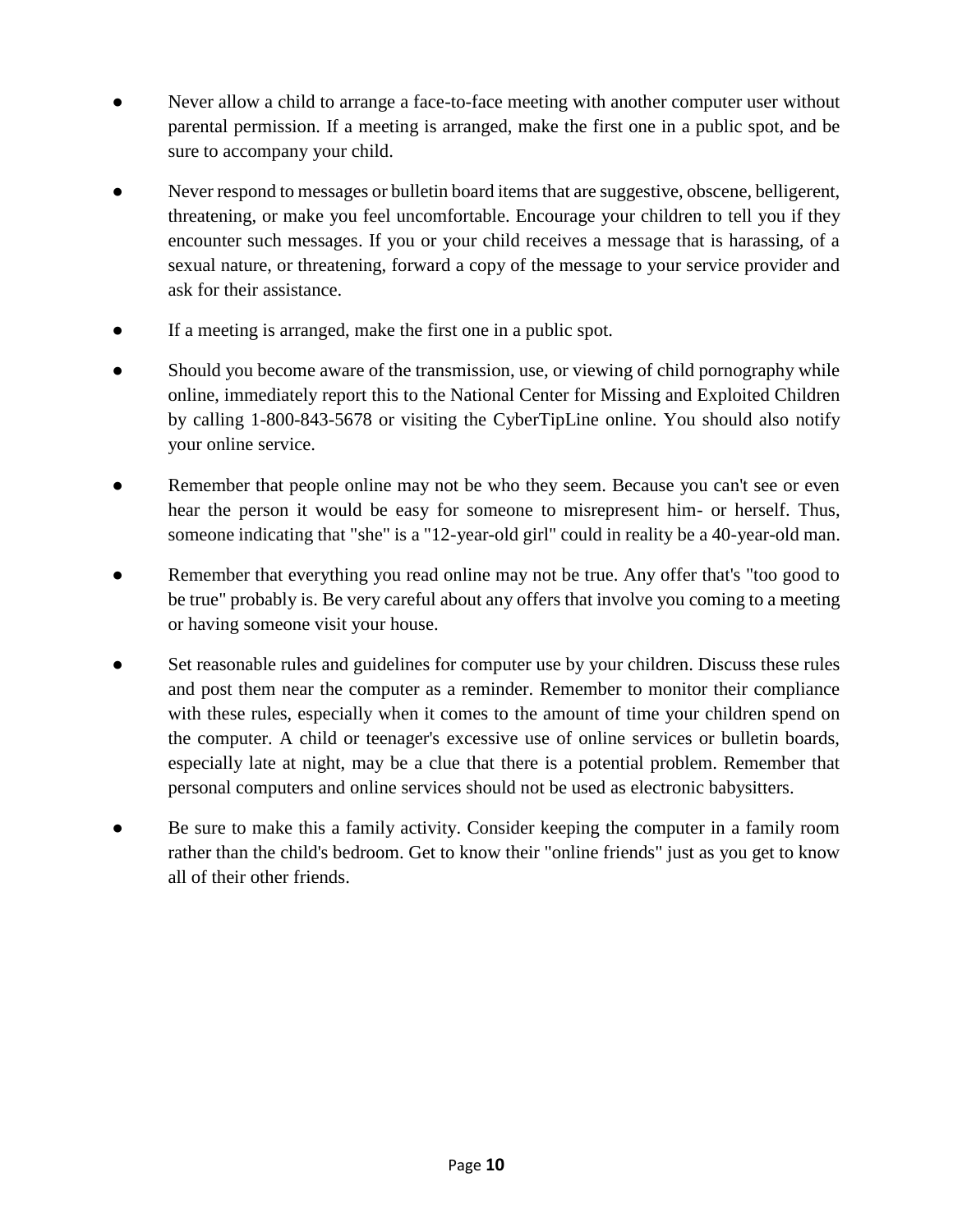- Never allow a child to arrange a face-to-face meeting with another computer user without parental permission. If a meeting is arranged, make the first one in a public spot, and be sure to accompany your child.
- Never respond to messages or bulletin board items that are suggestive, obscene, belligerent, threatening, or make you feel uncomfortable. Encourage your children to tell you if they encounter such messages. If you or your child receives a message that is harassing, of a sexual nature, or threatening, forward a copy of the message to your service provider and ask for their assistance.
- If a meeting is arranged, make the first one in a public spot.
- Should you become aware of the transmission, use, or viewing of child pornography while online, immediately report this to the National Center for Missing and Exploited Children by calling 1-800-843-5678 or visiting the CyberTipLine online. You should also notify your online service.
- Remember that people online may not be who they seem. Because you can't see or even hear the person it would be easy for someone to misrepresent him- or herself. Thus, someone indicating that "she" is a "12-year-old girl" could in reality be a 40-year-old man.
- Remember that everything you read online may not be true. Any offer that's "too good to be true" probably is. Be very careful about any offers that involve you coming to a meeting or having someone visit your house.
- Set reasonable rules and guidelines for computer use by your children. Discuss these rules and post them near the computer as a reminder. Remember to monitor their compliance with these rules, especially when it comes to the amount of time your children spend on the computer. A child or teenager's excessive use of online services or bulletin boards, especially late at night, may be a clue that there is a potential problem. Remember that personal computers and online services should not be used as electronic babysitters.
- Be sure to make this a family activity. Consider keeping the computer in a family room rather than the child's bedroom. Get to know their "online friends" just as you get to know all of their other friends.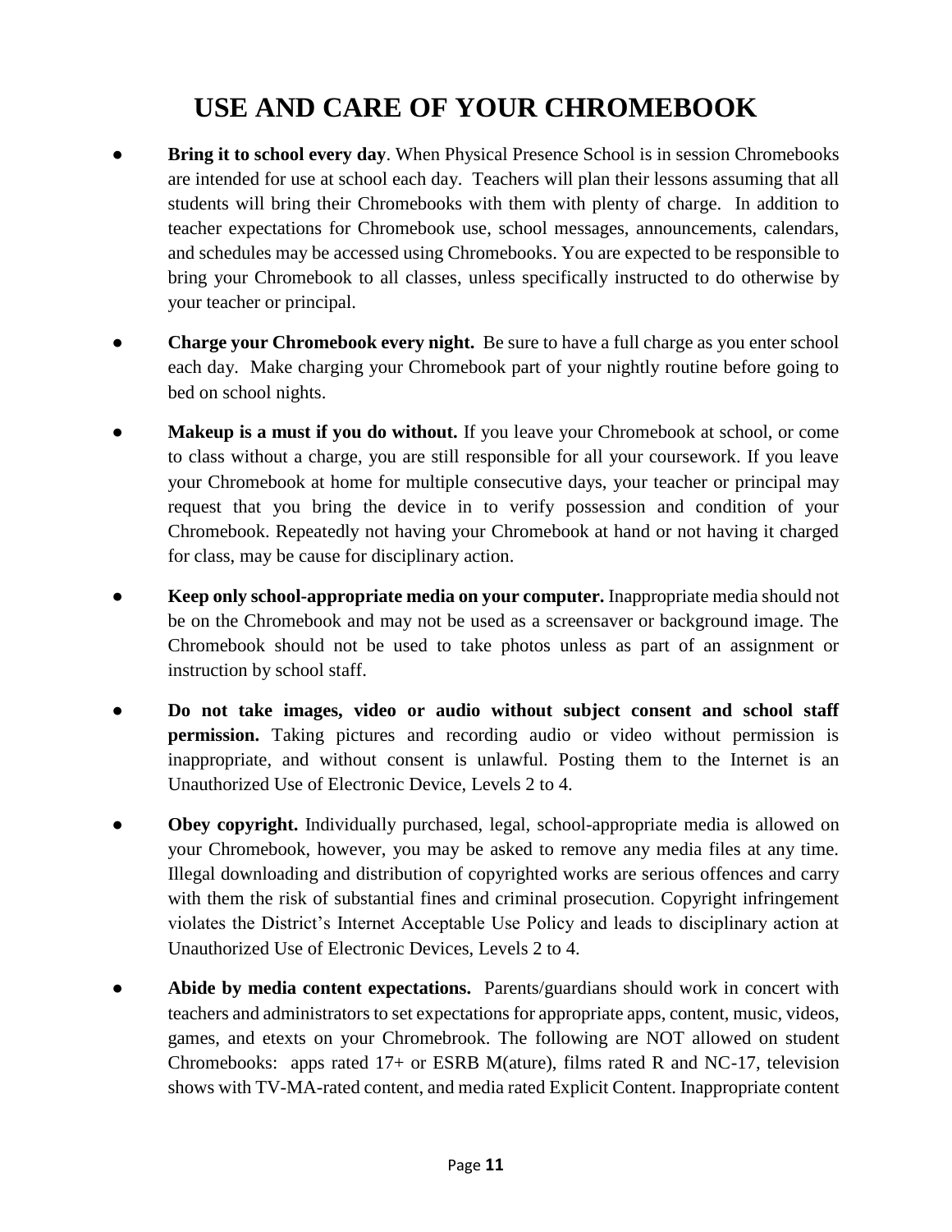# USE AND CARE OF YOUR CHROMEBOOK

- **Bring it to school every day**. When Physical Presence School is in session Chromebooks are intended for use at school each day. Teachers will plan their lessons assuming that all students will bring their Chromebooks with them with plenty of charge. In addition to teacher expectations for Chromebook use, school messages, announcements, calendars, and schedules may be accessed using Chromebooks. You are expected to be responsible to bring your Chromebook to all classes, unless specifically instructed to do otherwise by your teacher or principal.

- **Charge your Chromebook every night.** Be sure to have a full charge as you enter school each day. Make charging your Chromebook part of your nightly routine before going to bed on school nights.

- **Makeup is a must if you do without.** If you leave your Chromebook at school, or come to class without a charge, you are still responsible for all your coursework. If you leave your Chromebook at home for multiple consecutive days, your teacher or principal may request that you bring the device in to verify possession and condition of your Chromebook. Repeatedly not having your Chromebook at hand or not having it charged for class, may be cause for disciplinary action.

- **Keep only school-appropriate media on your computer.** Inappropriate media should not be on the Chromebook and may not be used as a screensaver or background image. The Chromebook should not be used to take photos unless as part of an assignment or instruction by school staff.

- **Do not take images, video or audio without subject consent and school staff permission.** Taking pictures and recording audio or video without permission is inappropriate, and without consent is unlawful. Posting them to the Internet is an Unauthorized Use of Electronic Device, Levels 2 to 4.

- **Obey copyright.** Individually purchased, legal, school-appropriate media is allowed on your Chromebook, however, you may be asked to remove any media files at any time. Illegal downloading and distribution of copyrighted works are serious offences and carry with them the risk of substantial fines and criminal prosecution. Copyright infringement violates the District's Internet Acceptable Use Policy and leads to disciplinary action at Unauthorized Use of Electronic Devices, Levels 2 to 4.

- **Abide by media content expectations.** Parents/guardians should work in concert with teachers and administrators to set expectations for appropriate apps, content, music, videos, games, and etexts on your Chromebrook. The following are NOT allowed on student Chromebooks: apps rated 17+ or ESRB M(ature), films rated R and NC-17, television shows with TV-MA-rated content, and media rated Explicit Content. Inappropriate content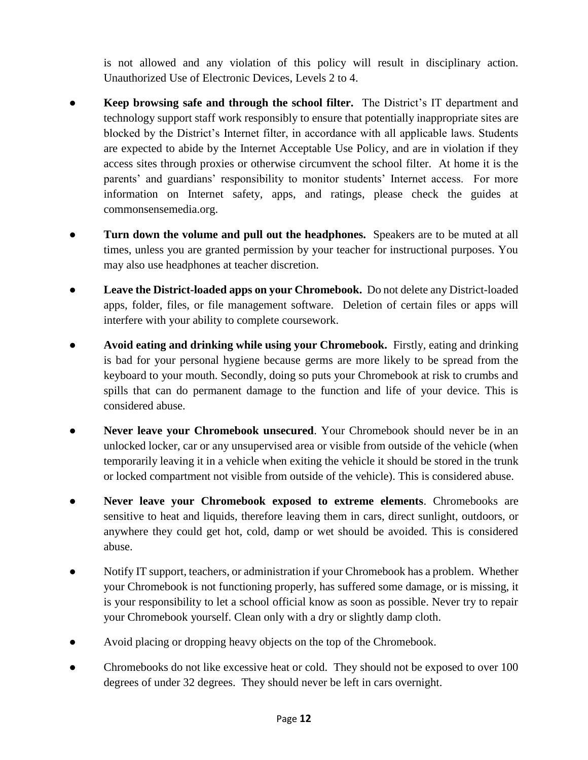is not allowed and any violation of this policy will result in disciplinary action. Unauthorized Use of Electronic Devices, Levels 2 to 4.

- **Keep browsing safe and through the school filter.** The District's IT department and technology support staff work responsibly to ensure that potentially inappropriate sites are blocked by the District's Internet filter, in accordance with all applicable laws. Students are expected to abide by the Internet Acceptable Use Policy, and are in violation if they access sites through proxies or otherwise circumvent the school filter. At home it is the parents' and guardians' responsibility to monitor students' Internet access. For more information on Internet safety, apps, and ratings, please check the guides at commonsensemedia.org.
- **Turn down the volume and pull out the headphones.** Speakers are to be muted at all times, unless you are granted permission by your teacher for instructional purposes. You may also use headphones at teacher discretion.
- **Leave the District-loaded apps on your Chromebook.** Do not delete any District-loaded apps, folder, files, or file management software. Deletion of certain files or apps will interfere with your ability to complete coursework.
- **Avoid eating and drinking while using your Chromebook.** Firstly, eating and drinking is bad for your personal hygiene because germs are more likely to be spread from the keyboard to your mouth. Secondly, doing so puts your Chromebook at risk to crumbs and spills that can do permanent damage to the function and life of your device. This is considered abuse.
- **Never leave your Chromebook unsecured**. Your Chromebook should never be in an unlocked locker, car or any unsupervised area or visible from outside of the vehicle (when temporarily leaving it in a vehicle when exiting the vehicle it should be stored in the trunk or locked compartment not visible from outside of the vehicle). This is considered abuse.
- **Never leave your Chromebook exposed to extreme elements**. Chromebooks are sensitive to heat and liquids, therefore leaving them in cars, direct sunlight, outdoors, or anywhere they could get hot, cold, damp or wet should be avoided. This is considered abuse.
- Notify IT support, teachers, or administration if your Chromebook has a problem. Whether your Chromebook is not functioning properly, has suffered some damage, or is missing, it is your responsibility to let a school official know as soon as possible. Never try to repair your Chromebook yourself. Clean only with a dry or slightly damp cloth.
- Avoid placing or dropping heavy objects on the top of the Chromebook.
- Chromebooks do not like excessive heat or cold. They should not be exposed to over 100 degrees of under 32 degrees. They should never be left in cars overnight.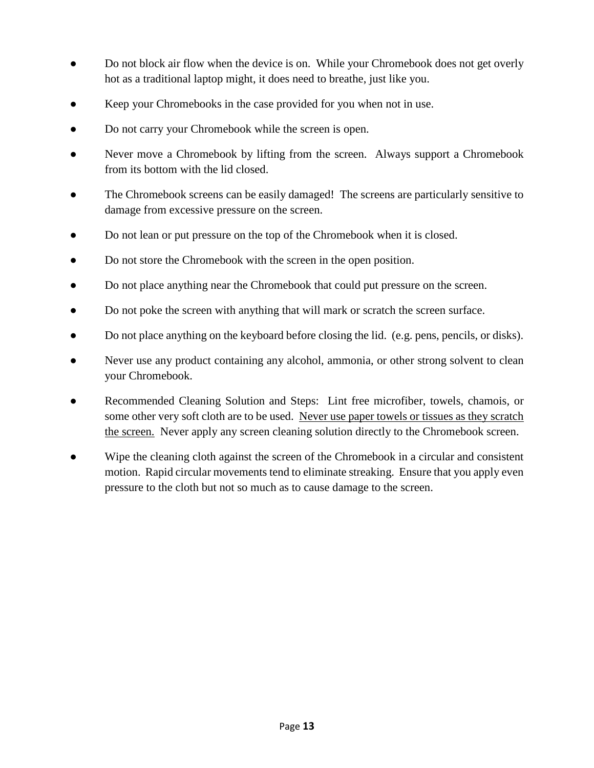- Do not block air flow when the device is on. While your Chromebook does not get overly hot as a traditional laptop might, it does need to breathe, just like you.
- Keep your Chromebooks in the case provided for you when not in use.
- Do not carry your Chromebook while the screen is open.
- Never move a Chromebook by lifting from the screen. Always support a Chromebook from its bottom with the lid closed.
- The Chromebook screens can be easily damaged! The screens are particularly sensitive to damage from excessive pressure on the screen.
- Do not lean or put pressure on the top of the Chromebook when it is closed.
- Do not store the Chromebook with the screen in the open position.
- Do not place anything near the Chromebook that could put pressure on the screen.
- Do not poke the screen with anything that will mark or scratch the screen surface.
- Do not place anything on the keyboard before closing the lid. (e.g. pens, pencils, or disks).
- Never use any product containing any alcohol, ammonia, or other strong solvent to clean your Chromebook.
- Recommended Cleaning Solution and Steps: Lint free microfiber, towels, chamois, or some other very soft cloth are to be used. <u>Never use paper towels or tissues as they scratch the screen.</u> Never apply any screen cleaning solution directly to the Chromebook screen.
- Wipe the cleaning cloth against the screen of the Chromebook in a circular and consistent motion. Rapid circular movements tend to eliminate streaking. Ensure that you apply even pressure to the cloth but not so much as to cause damage to the screen.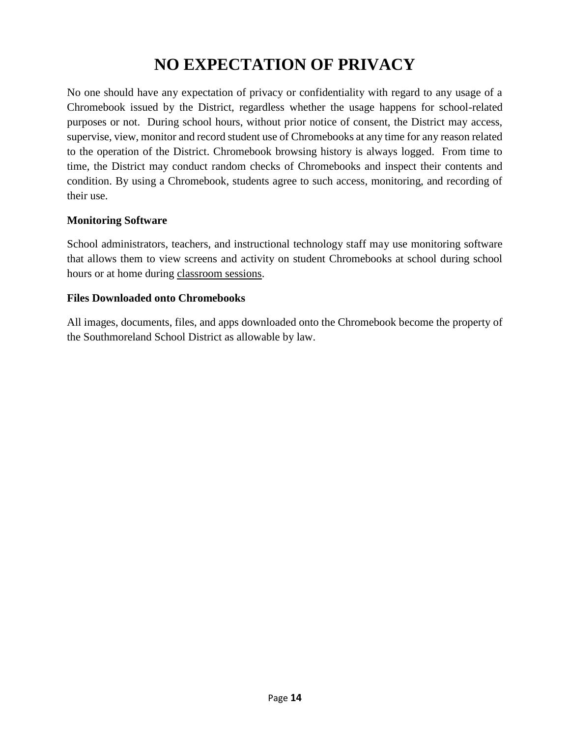# NO EXPECTATION OF PRIVACY

No one should have any expectation of privacy or confidentiality with regard to any usage of a Chromebook issued by the District, regardless whether the usage happens for school-related purposes or not. During school hours, without prior notice of consent, the District may access, supervise, view, monitor and record student use of Chromebooks at any time for any reason related to the operation of the District. Chromebook browsing history is always logged. From time to time, the District may conduct random checks of Chromebooks and inspect their contents and condition. By using a Chromebook, students agree to such access, monitoring, and recording of their use.

**Monitoring Software**

School administrators, teachers, and instructional technology staff may use monitoring software that allows them to view screens and activity on student Chromebooks at school during school hours or at home during <u>classroom sessions</u>.

**Files Downloaded onto Chromebooks**

All images, documents, files, and apps downloaded onto the Chromebook become the property of the Southmoreland School District as allowable by law.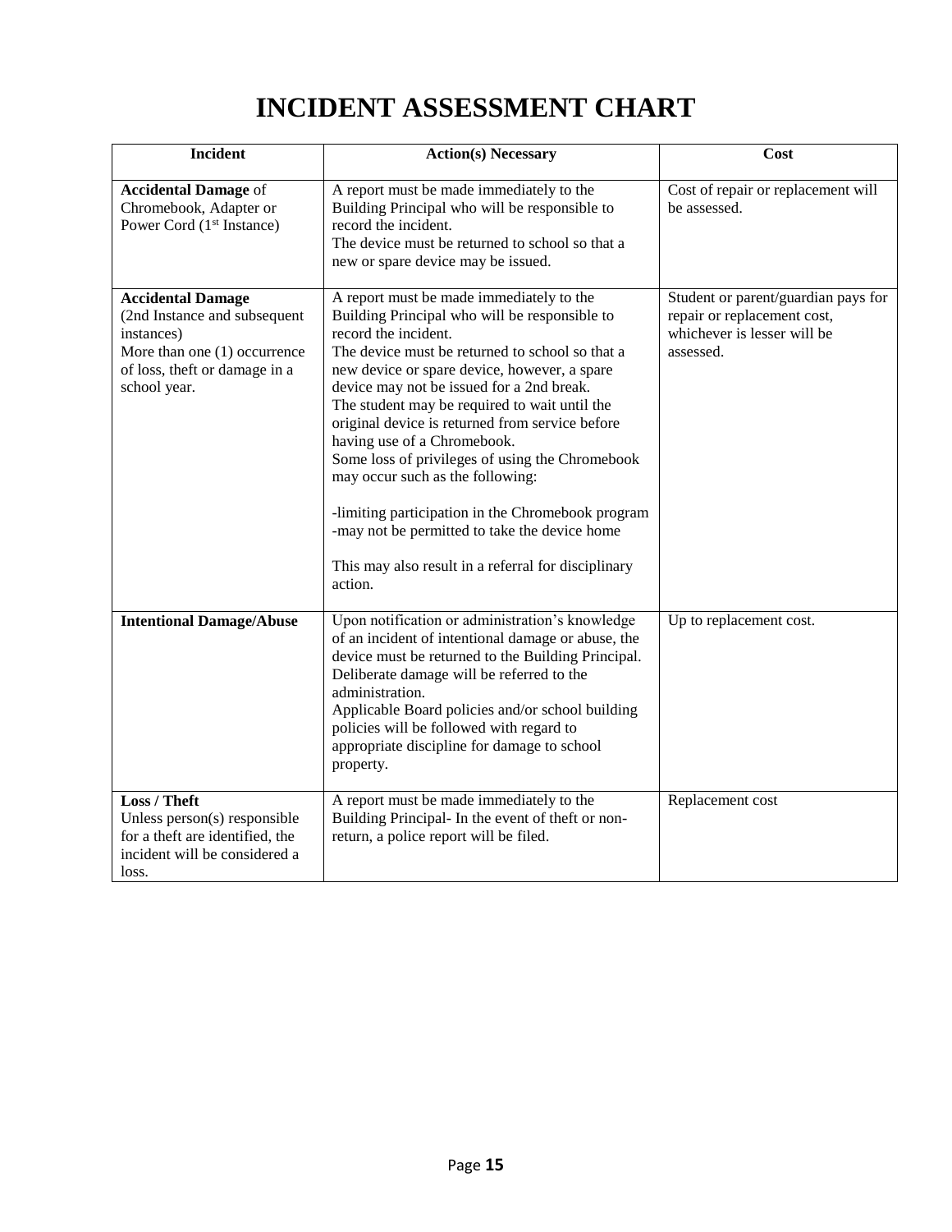# INCIDENT ASSESSMENT CHART

| Incident | Action(s) Necessary | Cost |
|---|---|---|
| **Accidental Damage** of Chromebook, Adapter or Power Cord (1st Instance) | A report must be made immediately to the Building Principal who will be responsible to record the incident.<br>The device must be returned to school so that a new or spare device may be issued. | Cost of repair or replacement will be assessed. |
| **Accidental Damage** (2nd Instance and subsequent instances)<br>More than one (1) occurrence of loss, theft or damage in a school year. | A report must be made immediately to the Building Principal who will be responsible to record the incident.<br>The device must be returned to school so that a new device or spare device, however, a spare device may not be issued for a 2nd break.<br>The student may be required to wait until the original device is returned from service before having use of a Chromebook.<br>Some loss of privileges of using the Chromebook may occur such as the following:<br><br>-limiting participation in the Chromebook program<br>-may not be permitted to take the device home<br><br>This may also result in a referral for disciplinary action. | Student or parent/guardian pays for repair or replacement cost, whichever is lesser will be assessed. |
| **Intentional Damage/Abuse** | Upon notification or administration's knowledge of an incident of intentional damage or abuse, the device must be returned to the Building Principal.<br>Deliberate damage will be referred to the administration.<br>Applicable Board policies and/or school building policies will be followed with regard to appropriate discipline for damage to school property. | Up to replacement cost. |
| **Loss / Theft**<br>Unless person(s) responsible for a theft are identified, the incident will be considered a loss. | A report must be made immediately to the Building Principal- In the event of theft or non-return, a police report will be filed. | Replacement cost |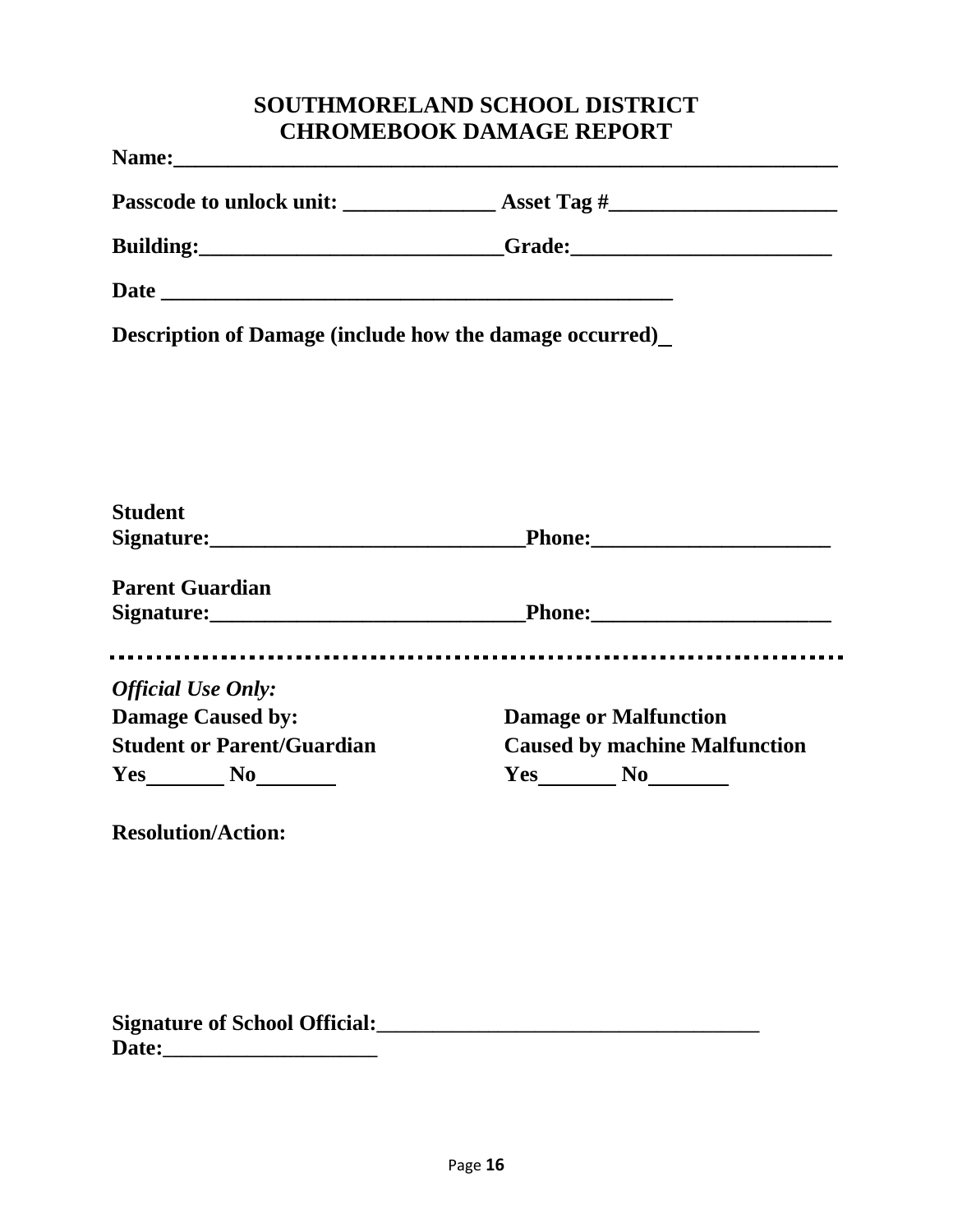# SOUTHMORELAND SCHOOL DISTRICT
# CHROMEBOOK DAMAGE REPORT

**Name:**\_\_\_\_\_\_\_\_\_\_\_\_\_\_\_\_\_\_\_\_\_\_\_\_\_\_\_\_\_\_\_\_\_\_\_\_\_\_\_\_\_\_\_\_\_\_\_\_\_\_\_\_\_\_\_\_\_\_\_\_

**Passcode to unlock unit:** \_\_\_\_\_\_\_\_\_\_\_\_\_\_ **Asset Tag #**\_\_\_\_\_\_\_\_\_\_\_\_\_\_\_\_\_\_\_\_\_

**Building:**\_\_\_\_\_\_\_\_\_\_\_\_\_\_\_\_\_\_\_\_\_\_\_\_\_\_\_\_**Grade:**\_\_\_\_\_\_\_\_\_\_\_\_\_\_\_\_\_\_\_\_\_\_\_\_

**Date** \_\_\_\_\_\_\_\_\_\_\_\_\_\_\_\_\_\_\_\_\_\_\_\_\_\_\_\_\_\_\_\_\_\_\_\_\_\_\_\_\_\_\_\_\_\_\_\_

**Description of Damage (include how the damage occurred)**\_

**Student Signature:**\_\_\_\_\_\_\_\_\_\_\_\_\_\_\_\_\_\_\_\_\_\_\_\_\_\_\_\_\_\_**Phone:**\_\_\_\_\_\_\_\_\_\_\_\_\_\_\_\_\_\_\_\_\_\_

**Parent Guardian Signature:**\_\_\_\_\_\_\_\_\_\_\_\_\_\_\_\_\_\_\_\_\_\_\_\_\_\_\_\_\_\_**Phone:**\_\_\_\_\_\_\_\_\_\_\_\_\_\_\_\_\_\_\_\_\_\_

---

***Official Use Only:***

**Damage Caused by: Student or Parent/Guardian**
**Yes**\_\_\_\_\_\_\_ **No**\_\_\_\_\_\_\_

**Damage or Malfunction Caused by machine Malfunction**
**Yes**\_\_\_\_\_\_\_ **No**\_\_\_\_\_\_\_

**Resolution/Action:**

**Signature of School Official:**\_\_\_\_\_\_\_\_\_\_\_\_\_\_\_\_\_\_\_\_\_\_\_\_\_\_\_\_\_\_\_\_\_\_\_
**Date:**\_\_\_\_\_\_\_\_\_\_\_\_\_\_\_\_\_\_\_\_